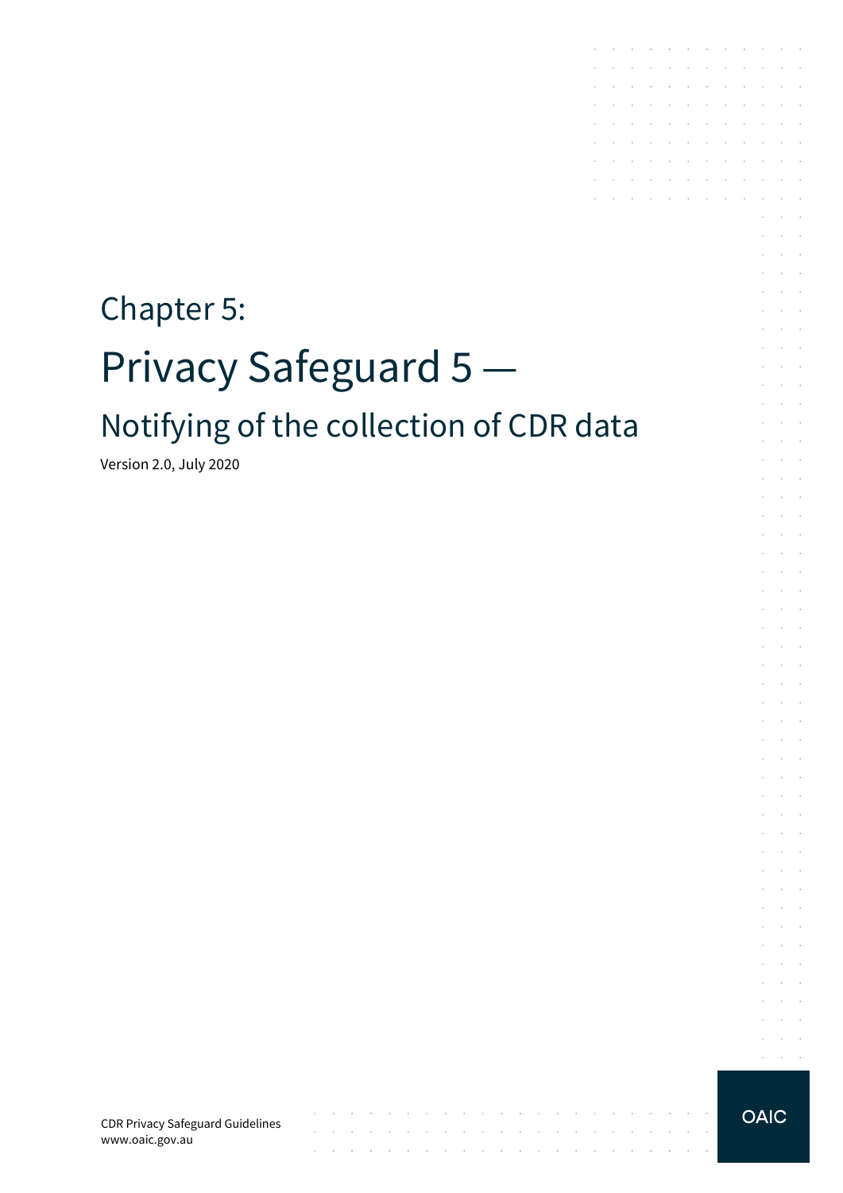# Chapter 5:

# Privacy Safeguard 5 —

## Notifying of the collection of CDR data

Version 2.0, July 2020

CDR Privacy Safeguard Guidelines
www.oaic.gov.au

OAIC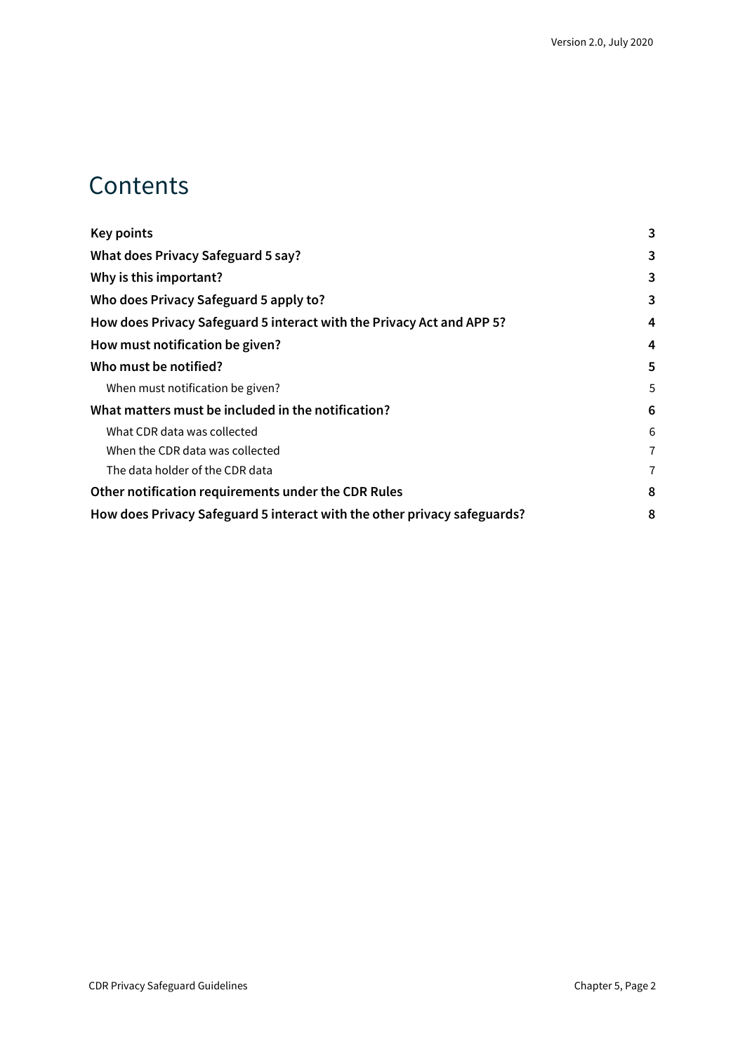# Contents

| | |
|---|---|
| **Key points** | **3** |
| **What does Privacy Safeguard 5 say?** | **3** |
| **Why is this important?** | **3** |
| **Who does Privacy Safeguard 5 apply to?** | **3** |
| **How does Privacy Safeguard 5 interact with the Privacy Act and APP 5?** | **4** |
| **How must notification be given?** | **4** |
| **Who must be notified?** | **5** |
| When must notification be given? | 5 |
| **What matters must be included in the notification?** | **6** |
| What CDR data was collected | 6 |
| When the CDR data was collected | 7 |
| The data holder of the CDR data | 7 |
| **Other notification requirements under the CDR Rules** | **8** |
| **How does Privacy Safeguard 5 interact with the other privacy safeguards?** | **8** |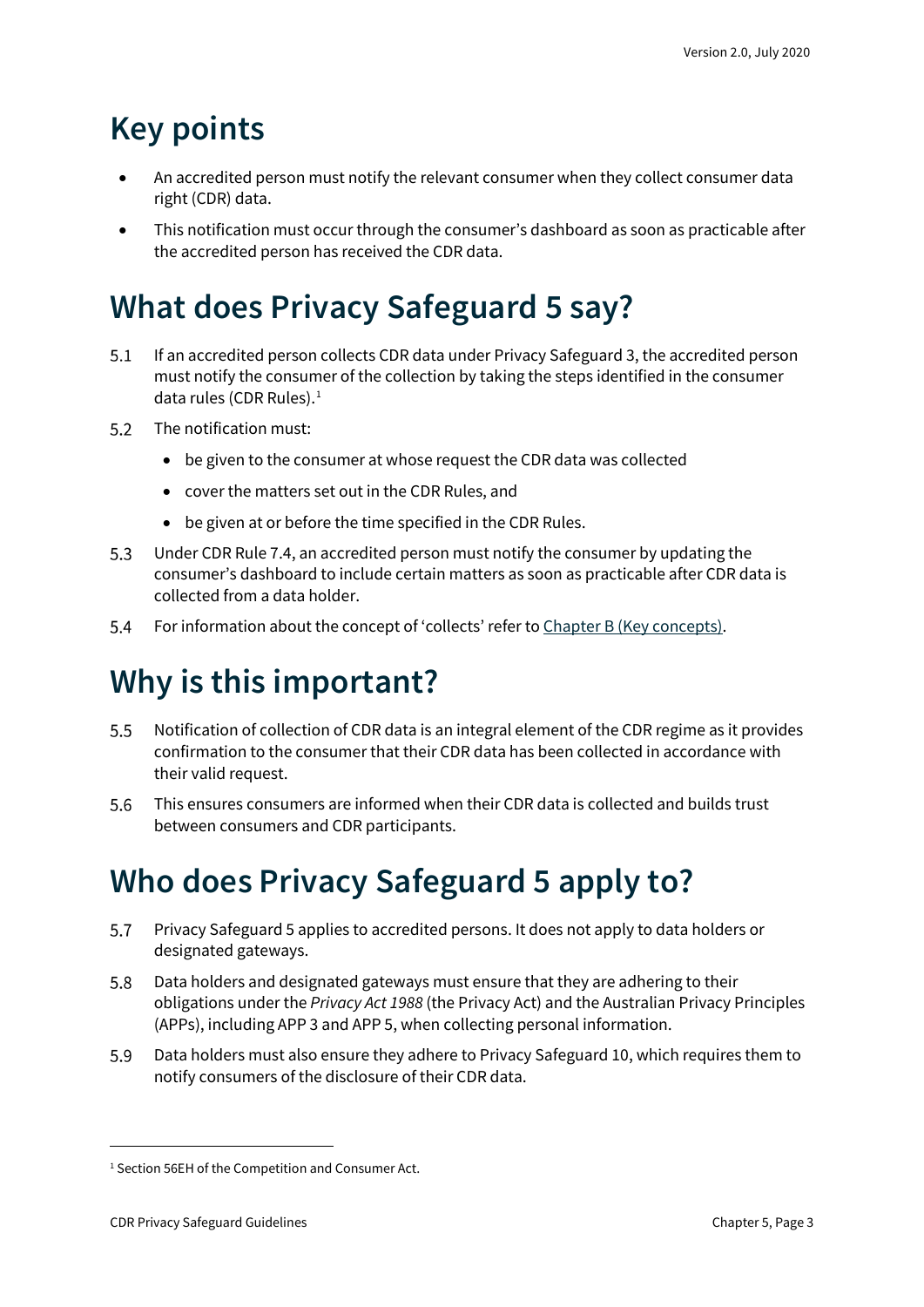# Key points

- An accredited person must notify the relevant consumer when they collect consumer data right (CDR) data.
- This notification must occur through the consumer's dashboard as soon as practicable after the accredited person has received the CDR data.

# What does Privacy Safeguard 5 say?

5.1 If an accredited person collects CDR data under Privacy Safeguard 3, the accredited person must notify the consumer of the collection by taking the steps identified in the consumer data rules (CDR Rules).[1]

5.2 The notification must:

- be given to the consumer at whose request the CDR data was collected
- cover the matters set out in the CDR Rules, and
- be given at or before the time specified in the CDR Rules.

5.3 Under CDR Rule 7.4, an accredited person must notify the consumer by updating the consumer's dashboard to include certain matters as soon as practicable after CDR data is collected from a data holder.

5.4 For information about the concept of 'collects' refer to Chapter B (Key concepts).

# Why is this important?

5.5 Notification of collection of CDR data is an integral element of the CDR regime as it provides confirmation to the consumer that their CDR data has been collected in accordance with their valid request.

5.6 This ensures consumers are informed when their CDR data is collected and builds trust between consumers and CDR participants.

# Who does Privacy Safeguard 5 apply to?

5.7 Privacy Safeguard 5 applies to accredited persons. It does not apply to data holders or designated gateways.

5.8 Data holders and designated gateways must ensure that they are adhering to their obligations under the *Privacy Act 1988* (the Privacy Act) and the Australian Privacy Principles (APPs), including APP 3 and APP 5, when collecting personal information.

5.9 Data holders must also ensure they adhere to Privacy Safeguard 10, which requires them to notify consumers of the disclosure of their CDR data.

---

[1] Section 56EH of the Competition and Consumer Act.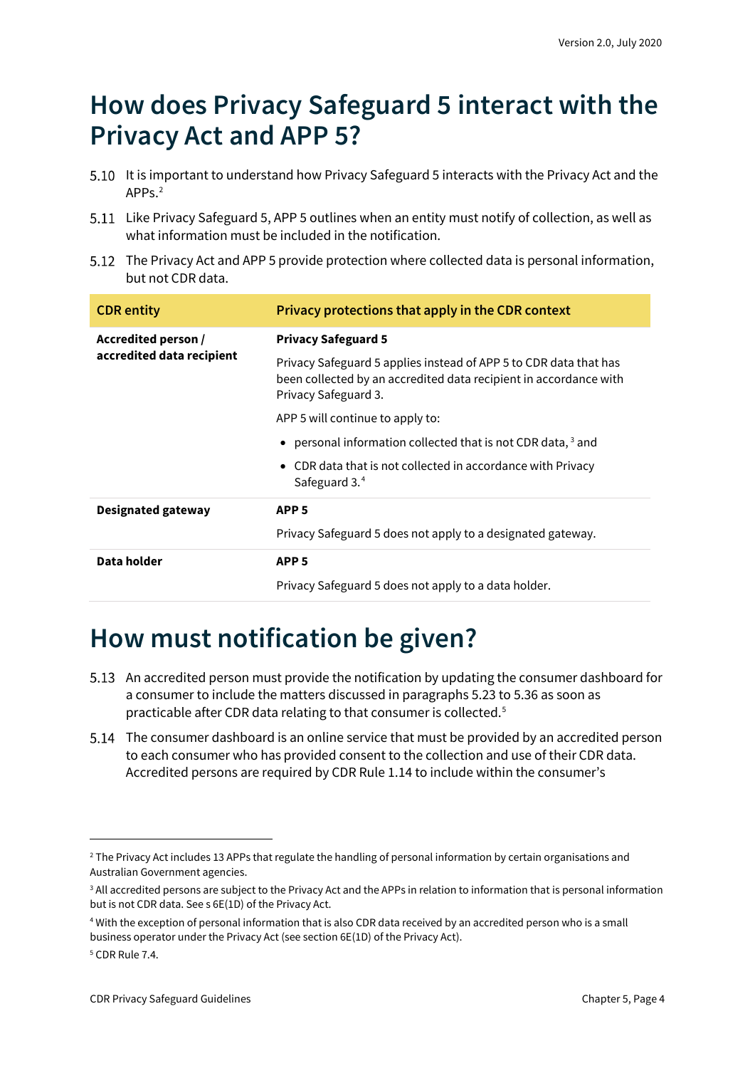# How does Privacy Safeguard 5 interact with the Privacy Act and APP 5?

5.10 It is important to understand how Privacy Safeguard 5 interacts with the Privacy Act and the APPs.[2]

5.11 Like Privacy Safeguard 5, APP 5 outlines when an entity must notify of collection, as well as what information must be included in the notification.

5.12 The Privacy Act and APP 5 provide protection where collected data is personal information, but not CDR data.

| CDR entity | Privacy protections that apply in the CDR context |
| --- | --- |
| **Accredited person / accredited data recipient** | **Privacy Safeguard 5**<br><br>Privacy Safeguard 5 applies instead of APP 5 to CDR data that has been collected by an accredited data recipient in accordance with Privacy Safeguard 3.<br><br>APP 5 will continue to apply to:<br><br>• personal information collected that is not CDR data, [3] and<br><br>• CDR data that is not collected in accordance with Privacy Safeguard 3.[4] |
| **Designated gateway** | **APP 5**<br><br>Privacy Safeguard 5 does not apply to a designated gateway. |
| **Data holder** | **APP 5**<br><br>Privacy Safeguard 5 does not apply to a data holder. |

# How must notification be given?

5.13 An accredited person must provide the notification by updating the consumer dashboard for a consumer to include the matters discussed in paragraphs 5.23 to 5.36 as soon as practicable after CDR data relating to that consumer is collected.[5]

5.14 The consumer dashboard is an online service that must be provided by an accredited person to each consumer who has provided consent to the collection and use of their CDR data. Accredited persons are required by CDR Rule 1.14 to include within the consumer's

---

[2] The Privacy Act includes 13 APPs that regulate the handling of personal information by certain organisations and Australian Government agencies.

[3] All accredited persons are subject to the Privacy Act and the APPs in relation to information that is personal information but is not CDR data. See s 6E(1D) of the Privacy Act.

[4] With the exception of personal information that is also CDR data received by an accredited person who is a small business operator under the Privacy Act (see section 6E(1D) of the Privacy Act).

[5] CDR Rule 7.4.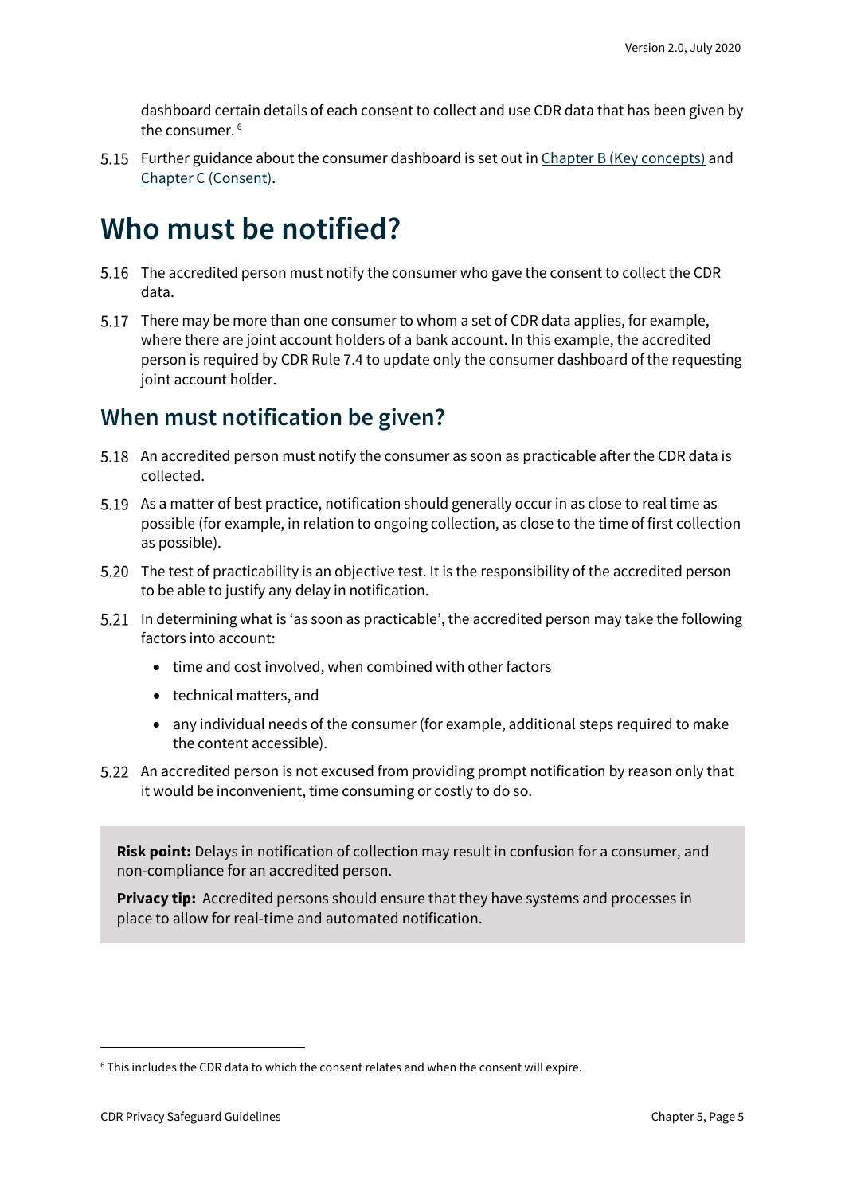dashboard certain details of each consent to collect and use CDR data that has been given by the consumer. [6]

5.15 Further guidance about the consumer dashboard is set out in Chapter B (Key concepts) and Chapter C (Consent).

# Who must be notified?

5.16 The accredited person must notify the consumer who gave the consent to collect the CDR data.

5.17 There may be more than one consumer to whom a set of CDR data applies, for example, where there are joint account holders of a bank account. In this example, the accredited person is required by CDR Rule 7.4 to update only the consumer dashboard of the requesting joint account holder.

## When must notification be given?

5.18 An accredited person must notify the consumer as soon as practicable after the CDR data is collected.

5.19 As a matter of best practice, notification should generally occur in as close to real time as possible (for example, in relation to ongoing collection, as close to the time of first collection as possible).

5.20 The test of practicability is an objective test. It is the responsibility of the accredited person to be able to justify any delay in notification.

5.21 In determining what is 'as soon as practicable', the accredited person may take the following factors into account:

- time and cost involved, when combined with other factors
- technical matters, and
- any individual needs of the consumer (for example, additional steps required to make the content accessible).

5.22 An accredited person is not excused from providing prompt notification by reason only that it would be inconvenient, time consuming or costly to do so.

**Risk point:** Delays in notification of collection may result in confusion for a consumer, and non-compliance for an accredited person.

**Privacy tip:** Accredited persons should ensure that they have systems and processes in place to allow for real-time and automated notification.

[6] This includes the CDR data to which the consent relates and when the consent will expire.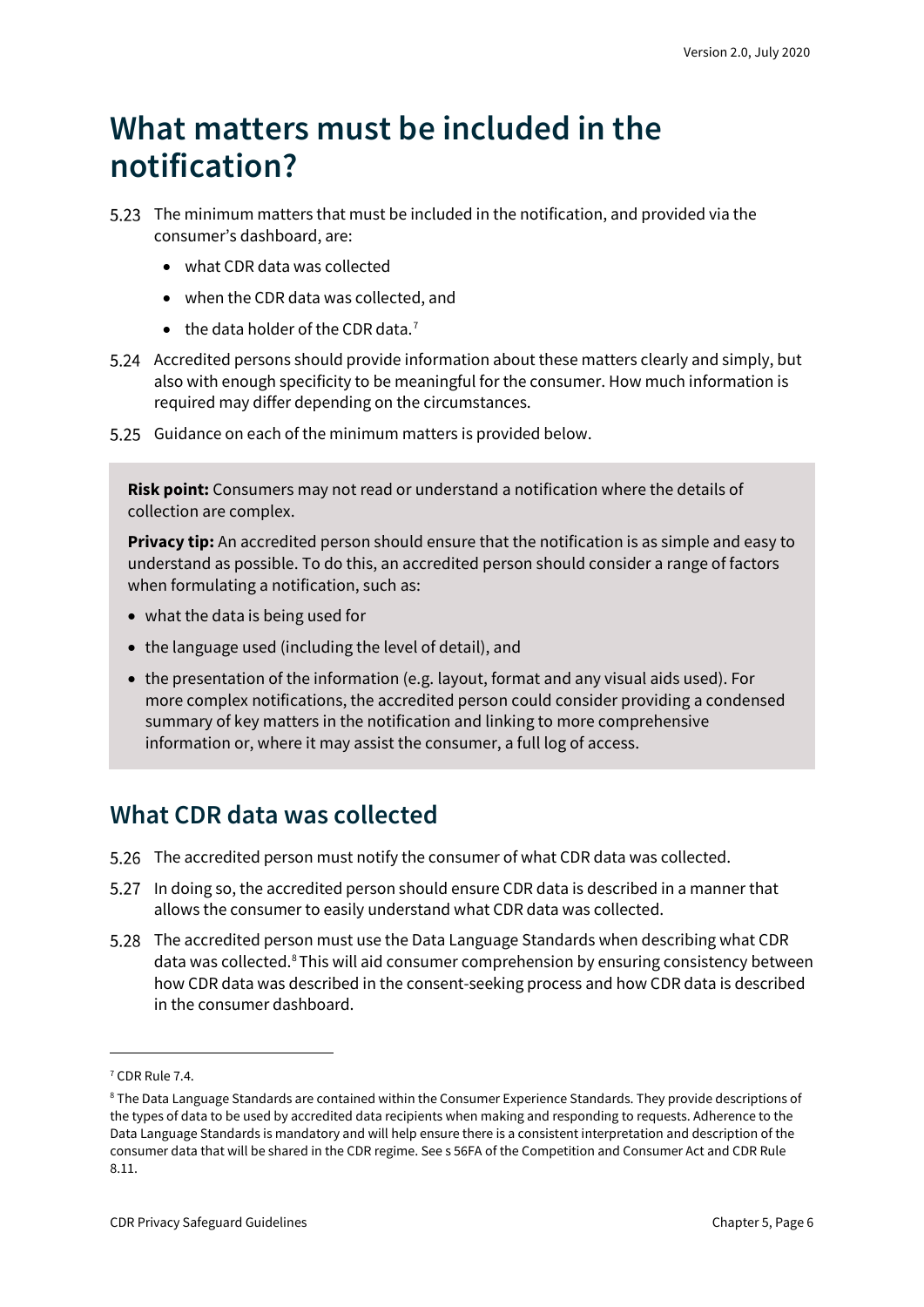# What matters must be included in the notification?

5.23 The minimum matters that must be included in the notification, and provided via the consumer's dashboard, are:

- what CDR data was collected
- when the CDR data was collected, and
- the data holder of the CDR data.[7]

5.24 Accredited persons should provide information about these matters clearly and simply, but also with enough specificity to be meaningful for the consumer. How much information is required may differ depending on the circumstances.

5.25 Guidance on each of the minimum matters is provided below.

> **Risk point:** Consumers may not read or understand a notification where the details of collection are complex.
>
> **Privacy tip:** An accredited person should ensure that the notification is as simple and easy to understand as possible. To do this, an accredited person should consider a range of factors when formulating a notification, such as:
>
> - what the data is being used for
> - the language used (including the level of detail), and
> - the presentation of the information (e.g. layout, format and any visual aids used). For more complex notifications, the accredited person could consider providing a condensed summary of key matters in the notification and linking to more comprehensive information or, where it may assist the consumer, a full log of access.

## What CDR data was collected

5.26 The accredited person must notify the consumer of what CDR data was collected.

5.27 In doing so, the accredited person should ensure CDR data is described in a manner that allows the consumer to easily understand what CDR data was collected.

5.28 The accredited person must use the Data Language Standards when describing what CDR data was collected.[8] This will aid consumer comprehension by ensuring consistency between how CDR data was described in the consent-seeking process and how CDR data is described in the consumer dashboard.

---

[7] CDR Rule 7.4.

[8] The Data Language Standards are contained within the Consumer Experience Standards. They provide descriptions of the types of data to be used by accredited data recipients when making and responding to requests. Adherence to the Data Language Standards is mandatory and will help ensure there is a consistent interpretation and description of the consumer data that will be shared in the CDR regime. See s 56FA of the Competition and Consumer Act and CDR Rule 8.11.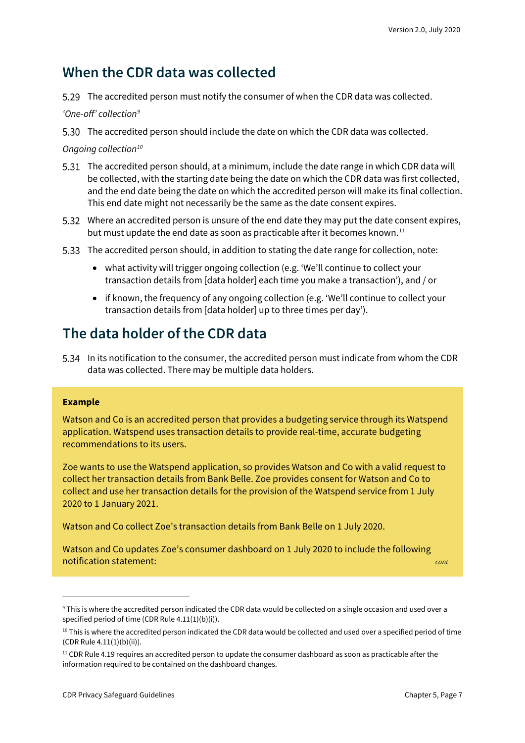## When the CDR data was collected

5.29 The accredited person must notify the consumer of when the CDR data was collected.

*'One-off' collection*[9]

5.30 The accredited person should include the date on which the CDR data was collected.

*Ongoing collection*[10]

5.31 The accredited person should, at a minimum, include the date range in which CDR data will be collected, with the starting date being the date on which the CDR data was first collected, and the end date being the date on which the accredited person will make its final collection. This end date might not necessarily be the same as the date consent expires.

5.32 Where an accredited person is unsure of the end date they may put the date consent expires, but must update the end date as soon as practicable after it becomes known.[11]

5.33 The accredited person should, in addition to stating the date range for collection, note:

- what activity will trigger ongoing collection (e.g. 'We'll continue to collect your transaction details from [data holder] each time you make a transaction'), and / or
- if known, the frequency of any ongoing collection (e.g. 'We'll continue to collect your transaction details from [data holder] up to three times per day').

## The data holder of the CDR data

5.34 In its notification to the consumer, the accredited person must indicate from whom the CDR data was collected. There may be multiple data holders.

> **Example**
>
> Watson and Co is an accredited person that provides a budgeting service through its Watspend application. Watspend uses transaction details to provide real-time, accurate budgeting recommendations to its users.
>
> Zoe wants to use the Watspend application, so provides Watson and Co with a valid request to collect her transaction details from Bank Belle. Zoe provides consent for Watson and Co to collect and use her transaction details for the provision of the Watspend service from 1 July 2020 to 1 January 2021.
>
> Watson and Co collect Zoe's transaction details from Bank Belle on 1 July 2020.
>
> Watson and Co updates Zoe's consumer dashboard on 1 July 2020 to include the following notification statement: *cont*

---

[9] This is where the accredited person indicated the CDR data would be collected on a single occasion and used over a specified period of time (CDR Rule 4.11(1)(b)(i)).

[10] This is where the accredited person indicated the CDR data would be collected and used over a specified period of time (CDR Rule 4.11(1)(b)(ii)).

[11] CDR Rule 4.19 requires an accredited person to update the consumer dashboard as soon as practicable after the information required to be contained on the dashboard changes.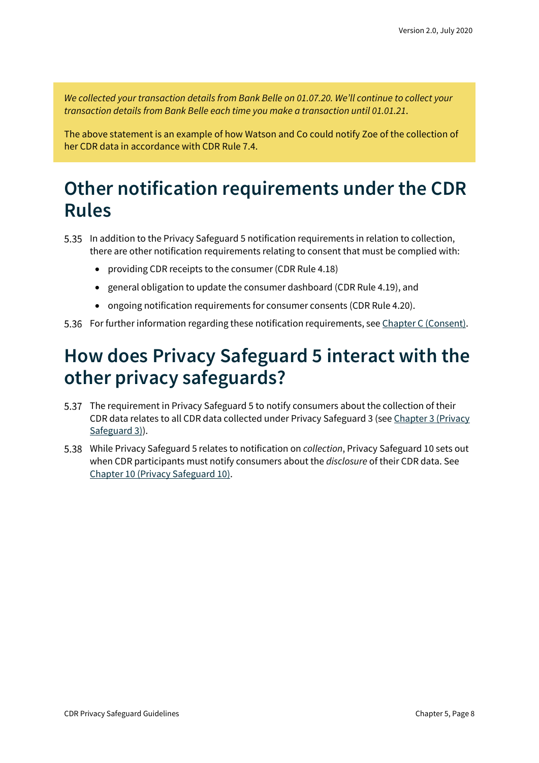*We collected your transaction details from Bank Belle on 01.07.20. We'll continue to collect your transaction details from Bank Belle each time you make a transaction until 01.01.21*.

The above statement is an example of how Watson and Co could notify Zoe of the collection of her CDR data in accordance with CDR Rule 7.4.

## Other notification requirements under the CDR Rules

5.35 In addition to the Privacy Safeguard 5 notification requirements in relation to collection, there are other notification requirements relating to consent that must be complied with:

- providing CDR receipts to the consumer (CDR Rule 4.18)
- general obligation to update the consumer dashboard (CDR Rule 4.19), and
- ongoing notification requirements for consumer consents (CDR Rule 4.20).

5.36 For further information regarding these notification requirements, see Chapter C (Consent).

## How does Privacy Safeguard 5 interact with the other privacy safeguards?

5.37 The requirement in Privacy Safeguard 5 to notify consumers about the collection of their CDR data relates to all CDR data collected under Privacy Safeguard 3 (see Chapter 3 (Privacy Safeguard 3)).

5.38 While Privacy Safeguard 5 relates to notification on *collection*, Privacy Safeguard 10 sets out when CDR participants must notify consumers about the *disclosure* of their CDR data. See Chapter 10 (Privacy Safeguard 10).